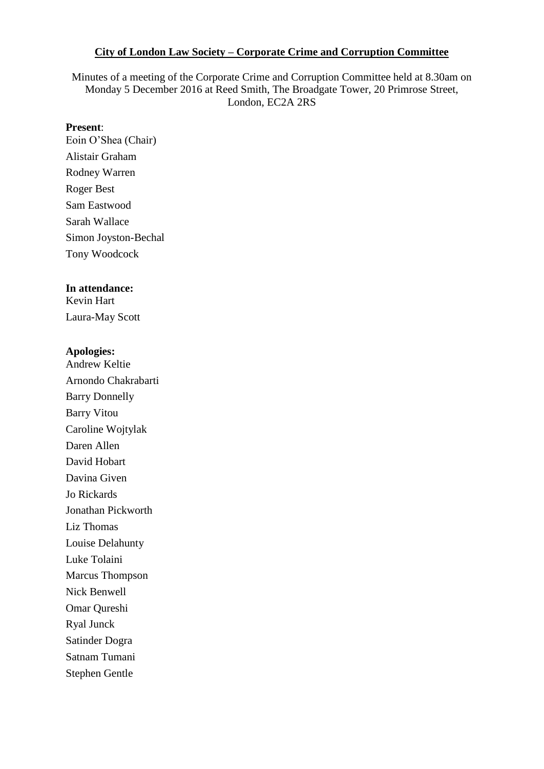**City of London Law Society – Corporate Crime and Corruption Committee**

Minutes of a meeting of the Corporate Crime and Corruption Committee held at 8.30am on Monday 5 December 2016 at Reed Smith, The Broadgate Tower, 20 Primrose Street, London, EC2A 2RS

**Present**:

Eoin O'Shea (Chair)

Alistair Graham

Rodney Warren

Roger Best

Sam Eastwood

Sarah Wallace

Simon Joyston-Bechal

Tony Woodcock

**In attendance:**

Kevin Hart

Laura-May Scott

**Apologies:**

Andrew Keltie

Arnondo Chakrabarti

Barry Donnelly

Barry Vitou

Caroline Wojtylak

Daren Allen

David Hobart

Davina Given

Jo Rickards

Jonathan Pickworth

Liz Thomas

Louise Delahunty

Luke Tolaini

Marcus Thompson

Nick Benwell

Omar Qureshi

Ryal Junck

Satinder Dogra

Satnam Tumani

Stephen Gentle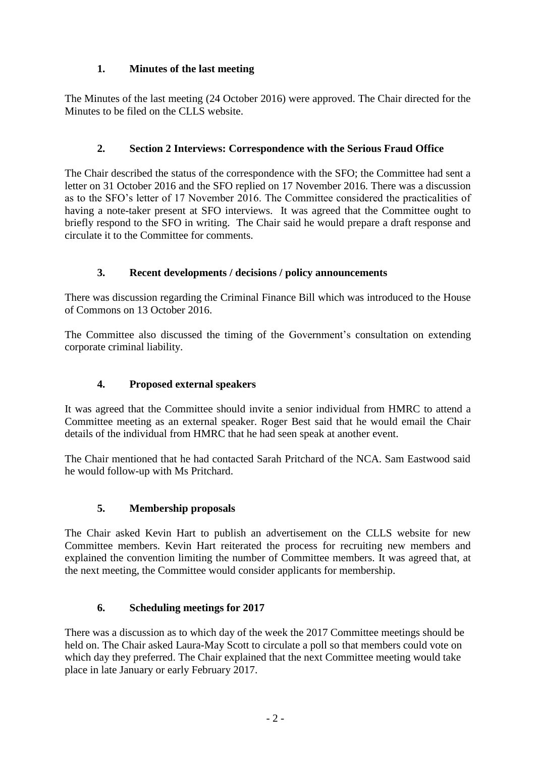## 1. Minutes of the last meeting

The Minutes of the last meeting (24 October 2016) were approved. The Chair directed for the Minutes to be filed on the CLLS website.

## 2. Section 2 Interviews: Correspondence with the Serious Fraud Office

The Chair described the status of the correspondence with the SFO; the Committee had sent a letter on 31 October 2016 and the SFO replied on 17 November 2016. There was a discussion as to the SFO's letter of 17 November 2016. The Committee considered the practicalities of having a note-taker present at SFO interviews. It was agreed that the Committee ought to briefly respond to the SFO in writing. The Chair said he would prepare a draft response and circulate it to the Committee for comments.

## 3. Recent developments / decisions / policy announcements

There was discussion regarding the Criminal Finance Bill which was introduced to the House of Commons on 13 October 2016.

The Committee also discussed the timing of the Government's consultation on extending corporate criminal liability.

## 4. Proposed external speakers

It was agreed that the Committee should invite a senior individual from HMRC to attend a Committee meeting as an external speaker. Roger Best said that he would email the Chair details of the individual from HMRC that he had seen speak at another event.

The Chair mentioned that he had contacted Sarah Pritchard of the NCA. Sam Eastwood said he would follow-up with Ms Pritchard.

## 5. Membership proposals

The Chair asked Kevin Hart to publish an advertisement on the CLLS website for new Committee members. Kevin Hart reiterated the process for recruiting new members and explained the convention limiting the number of Committee members. It was agreed that, at the next meeting, the Committee would consider applicants for membership.

## 6. Scheduling meetings for 2017

There was a discussion as to which day of the week the 2017 Committee meetings should be held on. The Chair asked Laura-May Scott to circulate a poll so that members could vote on which day they preferred. The Chair explained that the next Committee meeting would take place in late January or early February 2017.